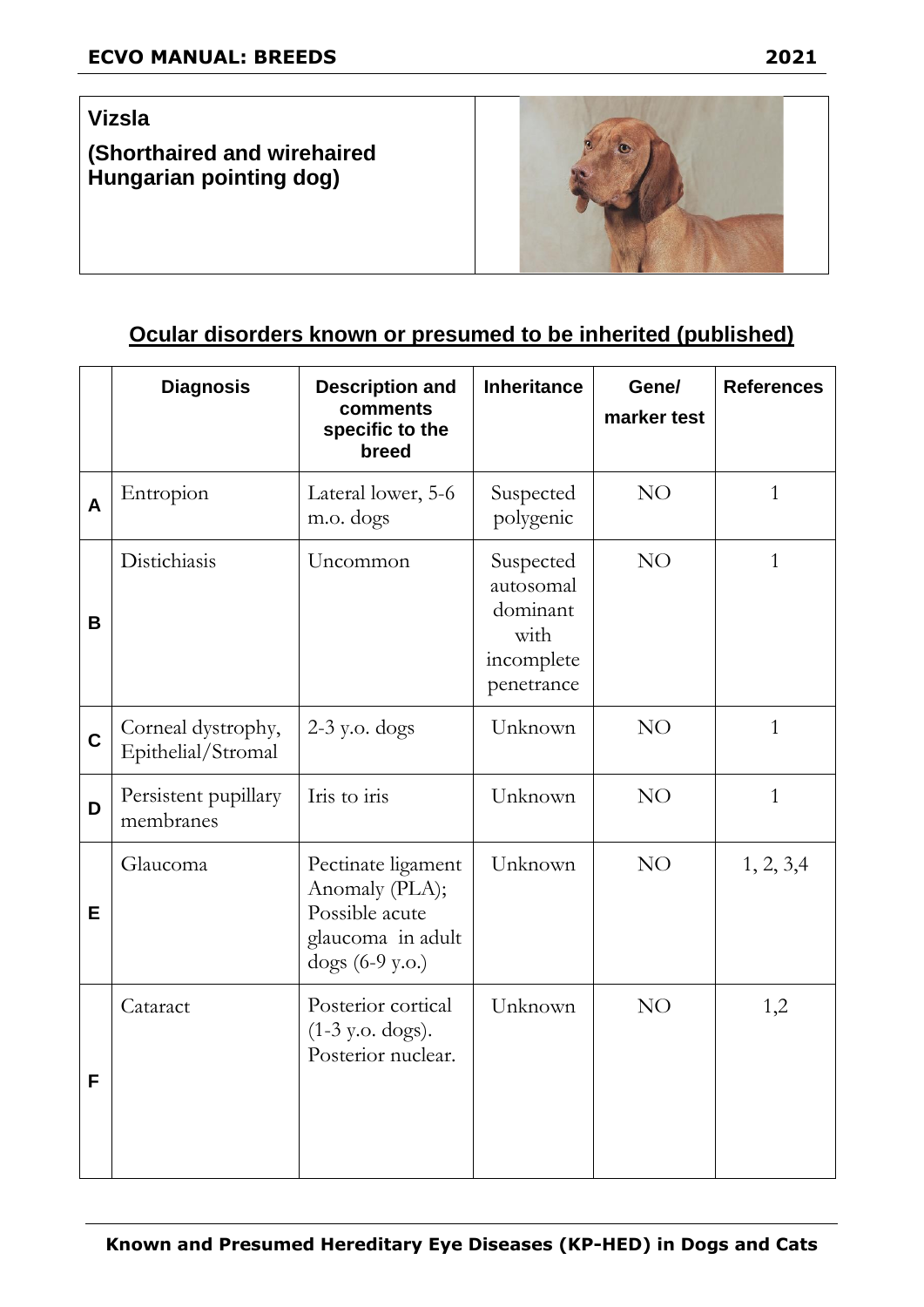**Vizsla**

**(Shorthaired and wirehaired Hungarian pointing dog)**

## Ocular disorders known or presumed to be inherited (published)

| | Diagnosis | Description and comments specific to the breed | Inheritance | Gene/ marker test | References |
|---|---|---|---|---|---|
| **A** | Entropion | Lateral lower, 5-6 m.o. dogs | Suspected polygenic | NO | 1 |
| **B** | Distichiasis | Uncommon | Suspected autosomal dominant with incomplete penetrance | NO | 1 |
| **C** | Corneal dystrophy, Epithelial/Stromal | 2-3 y.o. dogs | Unknown | NO | 1 |
| **D** | Persistent pupillary membranes | Iris to iris | Unknown | NO | 1 |
| **E** | Glaucoma | Pectinate ligament Anomaly (PLA); Possible acute glaucoma in adult dogs (6-9 y.o.) | Unknown | NO | 1, 2, 3,4 |
| **F** | Cataract | Posterior cortical (1-3 y.o. dogs). Posterior nuclear. | Unknown | NO | 1,2 |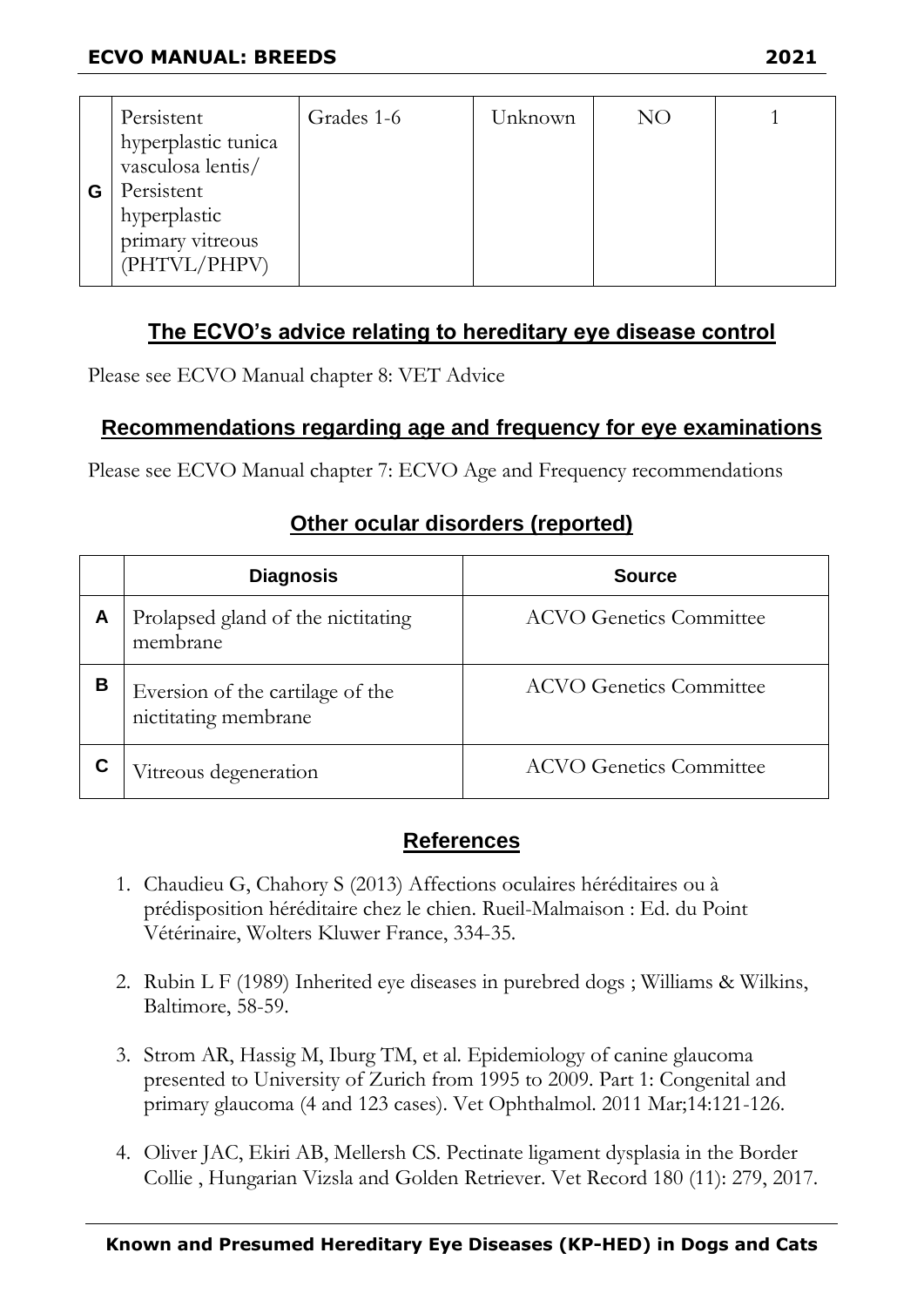| | | | | | |
|---|---|---|---|---|---|
| G | Persistent hyperplastic tunica vasculosa lentis/ Persistent hyperplastic primary vitreous (PHTVL/PHPV) | Grades 1-6 | Unknown | NO | 1 |

## The ECVO's advice relating to hereditary eye disease control

Please see ECVO Manual chapter 8: VET Advice

## Recommendations regarding age and frequency for eye examinations

Please see ECVO Manual chapter 7: ECVO Age and Frequency recommendations

## Other ocular disorders (reported)

| | Diagnosis | Source |
|---|---|---|
| A | Prolapsed gland of the nictitating membrane | ACVO Genetics Committee |
| B | Eversion of the cartilage of the nictitating membrane | ACVO Genetics Committee |
| C | Vitreous degeneration | ACVO Genetics Committee |

## References

1. Chaudieu G, Chahory S (2013) Affections oculaires héréditaires ou à prédisposition héréditaire chez le chien. Rueil-Malmaison : Ed. du Point Vétérinaire, Wolters Kluwer France, 334-35.

2. Rubin L F (1989) Inherited eye diseases in purebred dogs ; Williams & Wilkins, Baltimore, 58-59.

3. Strom AR, Hassig M, Iburg TM, et al. Epidemiology of canine glaucoma presented to University of Zurich from 1995 to 2009. Part 1: Congenital and primary glaucoma (4 and 123 cases). Vet Ophthalmol. 2011 Mar;14:121-126.

4. Oliver JAC, Ekiri AB, Mellersh CS. Pectinate ligament dysplasia in the Border Collie , Hungarian Vizsla and Golden Retriever. Vet Record 180 (11): 279, 2017.